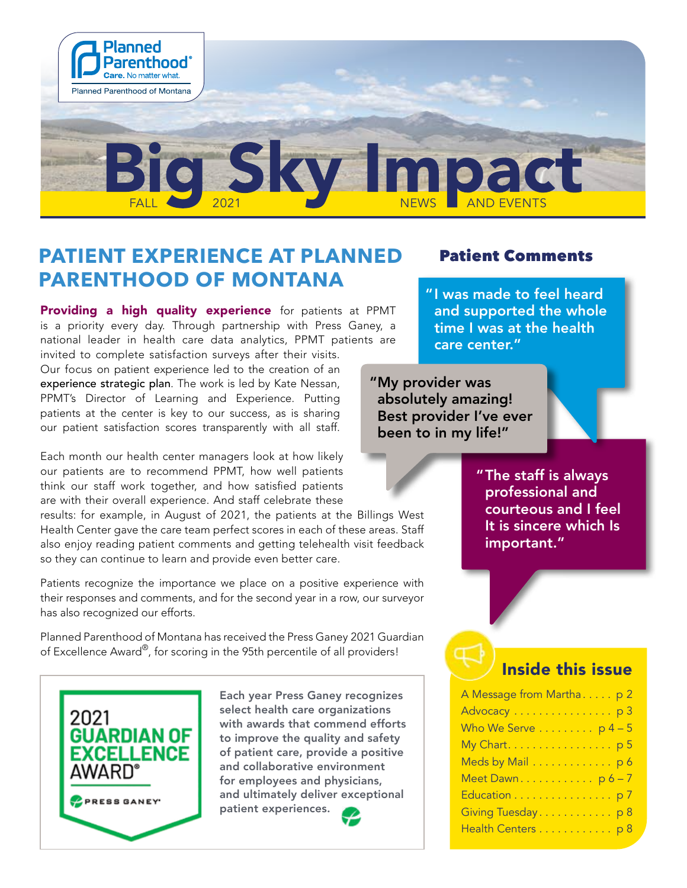Planned Parenthood®
Care. No matter what.
Planned Parenthood of Montana

# Big Sky Impact

FALL 2021 NEWS AND EVENTS

## PATIENT EXPERIENCE AT PLANNED PARENTHOOD OF MONTANA

**Providing a high quality experience** for patients at PPMT is a priority every day. Through partnership with Press Ganey, a national leader in health care data analytics, PPMT patients are invited to complete satisfaction surveys after their visits. Our focus on patient experience led to the creation of an experience strategic plan. The work is led by Kate Nessan, PPMT's Director of Learning and Experience. Putting patients at the center is key to our success, as is sharing our patient satisfaction scores transparently with all staff.

Each month our health center managers look at how likely our patients are to recommend PPMT, how well patients think our staff work together, and how satisfied patients are with their overall experience. And staff celebrate these results: for example, in August of 2021, the patients at the Billings West Health Center gave the care team perfect scores in each of these areas. Staff also enjoy reading patient comments and getting telehealth visit feedback so they can continue to learn and provide even better care.

Patients recognize the importance we place on a positive experience with their responses and comments, and for the second year in a row, our surveyor has also recognized our efforts.

Planned Parenthood of Montana has received the Press Ganey 2021 Guardian of Excellence Award®, for scoring in the 95th percentile of all providers!

2021 GUARDIAN OF EXCELLENCE AWARD®
PRESS GANEY®

Each year Press Ganey recognizes select health care organizations with awards that commend efforts to improve the quality and safety of patient care, provide a positive and collaborative environment for employees and physicians, and ultimately deliver exceptional patient experiences.

### Patient Comments

"I was made to feel heard and supported the whole time I was at the health care center."

"My provider was absolutely amazing! Best provider I've ever been to in my life!"

"The staff is always professional and courteous and I feel It is sincere which Is important."

### Inside this issue

- A Message from Martha . . . . . p 2
- Advocacy . . . . . . . . . . . . . . . . p 3
- Who We Serve . . . . . . . . . p 4 – 5
- My Chart. . . . . . . . . . . . . . . . . p 5
- Meds by Mail . . . . . . . . . . . . . p 6
- Meet Dawn. . . . . . . . . . . . p 6 – 7
- Education . . . . . . . . . . . . . . . . p 7
- Giving Tuesday. . . . . . . . . . . . p 8
- Health Centers . . . . . . . . . . . . p 8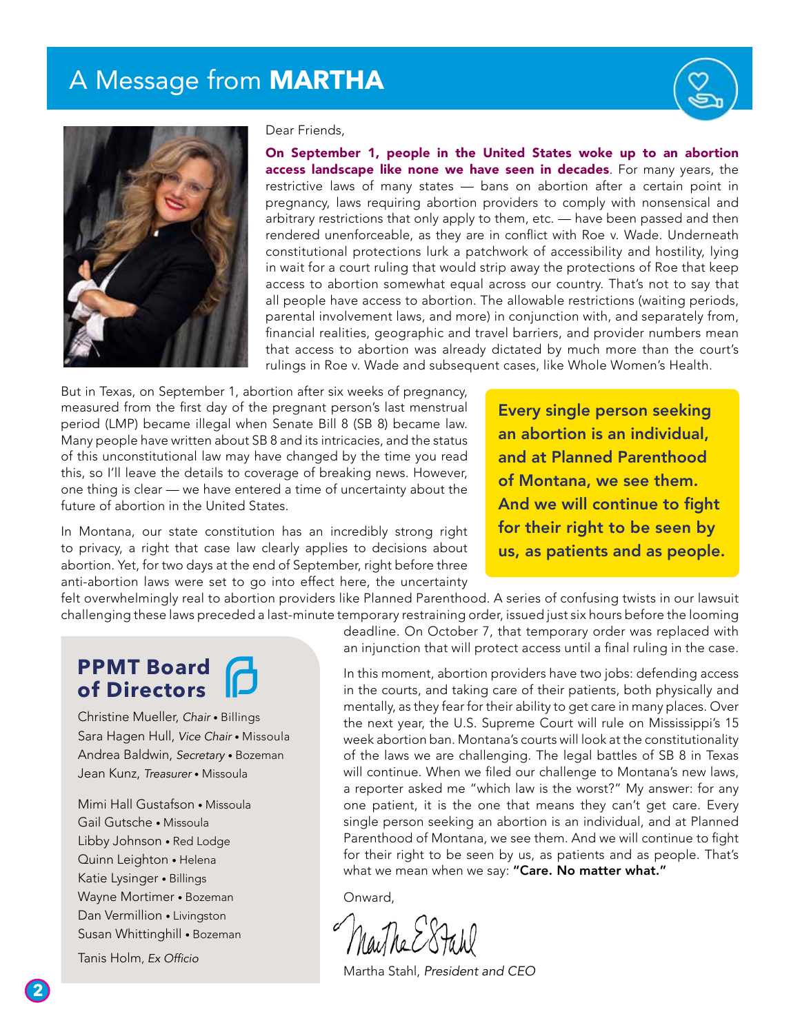# A Message from **MARTHA**

Dear Friends,

**On September 1, people in the United States woke up to an abortion access landscape like none we have seen in decades**. For many years, the restrictive laws of many states — bans on abortion after a certain point in pregnancy, laws requiring abortion providers to comply with nonsensical and arbitrary restrictions that only apply to them, etc. — have been passed and then rendered unenforceable, as they are in conflict with Roe v. Wade. Underneath constitutional protections lurk a patchwork of accessibility and hostility, lying in wait for a court ruling that would strip away the protections of Roe that keep access to abortion somewhat equal across our country. That's not to say that all people have access to abortion. The allowable restrictions (waiting periods, parental involvement laws, and more) in conjunction with, and separately from, financial realities, geographic and travel barriers, and provider numbers mean that access to abortion was already dictated by much more than the court's rulings in Roe v. Wade and subsequent cases, like Whole Women's Health.

But in Texas, on September 1, abortion after six weeks of pregnancy, measured from the first day of the pregnant person's last menstrual period (LMP) became illegal when Senate Bill 8 (SB 8) became law. Many people have written about SB 8 and its intricacies, and the status of this unconstitutional law may have changed by the time you read this, so I'll leave the details to coverage of breaking news. However, one thing is clear — we have entered a time of uncertainty about the future of abortion in the United States.

> **Every single person seeking an abortion is an individual, and at Planned Parenthood of Montana, we see them. And we will continue to fight for their right to be seen by us, as patients and as people.**

In Montana, our state constitution has an incredibly strong right to privacy, a right that case law clearly applies to decisions about abortion. Yet, for two days at the end of September, right before three anti-abortion laws were set to go into effect here, the uncertainty felt overwhelmingly real to abortion providers like Planned Parenthood. A series of confusing twists in our lawsuit challenging these laws preceded a last-minute temporary restraining order, issued just six hours before the looming deadline. On October 7, that temporary order was replaced with an injunction that will protect access until a final ruling in the case.

In this moment, abortion providers have two jobs: defending access in the courts, and taking care of their patients, both physically and mentally, as they fear for their ability to get care in many places. Over the next year, the U.S. Supreme Court will rule on Mississippi's 15 week abortion ban. Montana's courts will look at the constitutionality of the laws we are challenging. The legal battles of SB 8 in Texas will continue. When we filed our challenge to Montana's new laws, a reporter asked me "which law is the worst?" My answer: for any one patient, it is the one that means they can't get care. Every single person seeking an abortion is an individual, and at Planned Parenthood of Montana, we see them. And we will continue to fight for their right to be seen by us, as patients and as people. That's what we mean when we say: **"Care. No matter what."**

Onward,

Martha Stahl, *President and CEO*

## PPMT Board of Directors

Christine Mueller, *Chair* • Billings
Sara Hagen Hull, *Vice Chair* • Missoula
Andrea Baldwin, *Secretary* • Bozeman
Jean Kunz, *Treasurer* • Missoula

Mimi Hall Gustafson • Missoula
Gail Gutsche • Missoula
Libby Johnson • Red Lodge
Quinn Leighton • Helena
Katie Lysinger • Billings
Wayne Mortimer • Bozeman
Dan Vermillion • Livingston
Susan Whittinghill • Bozeman

Tanis Holm, *Ex Officio*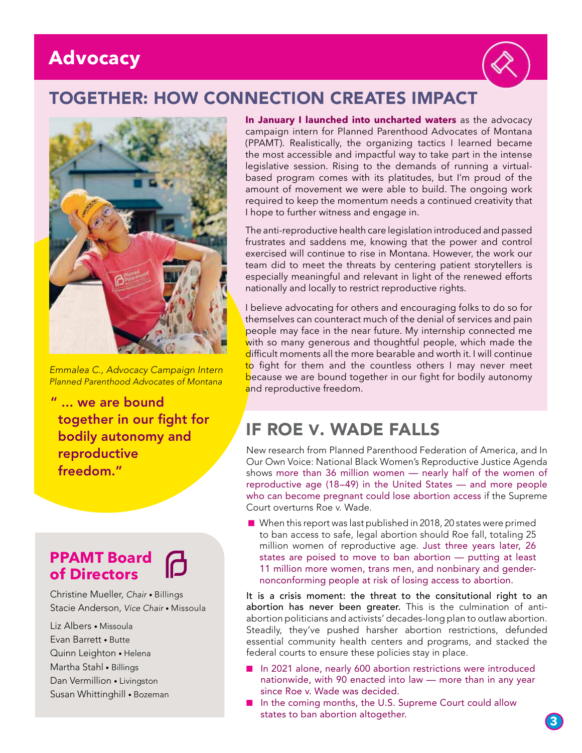# Advocacy

## TOGETHER: HOW CONNECTION CREATES IMPACT

*Emmalea C., Advocacy Campaign Intern*
*Planned Parenthood Advocates of Montana*

**" ... we are bound together in our fight for bodily autonomy and reproductive freedom."**

**In January I launched into uncharted waters** as the advocacy campaign intern for Planned Parenthood Advocates of Montana (PPAMT). Realistically, the organizing tactics I learned became the most accessible and impactful way to take part in the intense legislative session. Rising to the demands of running a virtual-based program comes with its platitudes, but I'm proud of the amount of movement we were able to build. The ongoing work required to keep the momentum needs a continued creativity that I hope to further witness and engage in.

The anti-reproductive health care legislation introduced and passed frustrates and saddens me, knowing that the power and control exercised will continue to rise in Montana. However, the work our team did to meet the threats by centering patient storytellers is especially meaningful and relevant in light of the renewed efforts nationally and locally to restrict reproductive rights.

I believe advocating for others and encouraging folks to do so for themselves can counteract much of the denial of services and pain people may face in the near future. My internship connected me with so many generous and thoughtful people, which made the difficult moments all the more bearable and worth it. I will continue to fight for them and the countless others I may never meet because we are bound together in our fight for bodily autonomy and reproductive freedom.

### PPAMT Board of Directors

Christine Mueller, *Chair* • Billings
Stacie Anderson, *Vice Chair* • Missoula

Liz Albers • Missoula
Evan Barrett • Butte
Quinn Leighton • Helena
Martha Stahl • Billings
Dan Vermillion • Livingston
Susan Whittinghill • Bozeman

## IF ROE V. WADE FALLS

New research from Planned Parenthood Federation of America, and In Our Own Voice: National Black Women's Reproductive Justice Agenda shows more than 36 million women — nearly half of the women of reproductive age (18–49) in the United States — and more people who can become pregnant could lose abortion access if the Supreme Court overturns Roe v. Wade.

- When this report was last published in 2018, 20 states were primed to ban access to safe, legal abortion should Roe fall, totaling 25 million women of reproductive age. Just three years later, 26 states are poised to move to ban abortion — putting at least 11 million more women, trans men, and nonbinary and gender-nonconforming people at risk of losing access to abortion.

**It is a crisis moment: the threat to the consitutional right to an abortion has never been greater.** This is the culmination of anti-abortion politicians and activists' decades-long plan to outlaw abortion. Steadily, they've pushed harsher abortion restrictions, defunded essential community health centers and programs, and stacked the federal courts to ensure these policies stay in place.

- In 2021 alone, nearly 600 abortion restrictions were introduced nationwide, with 90 enacted into law — more than in any year since Roe v. Wade was decided.
- In the coming months, the U.S. Supreme Court could allow states to ban abortion altogether.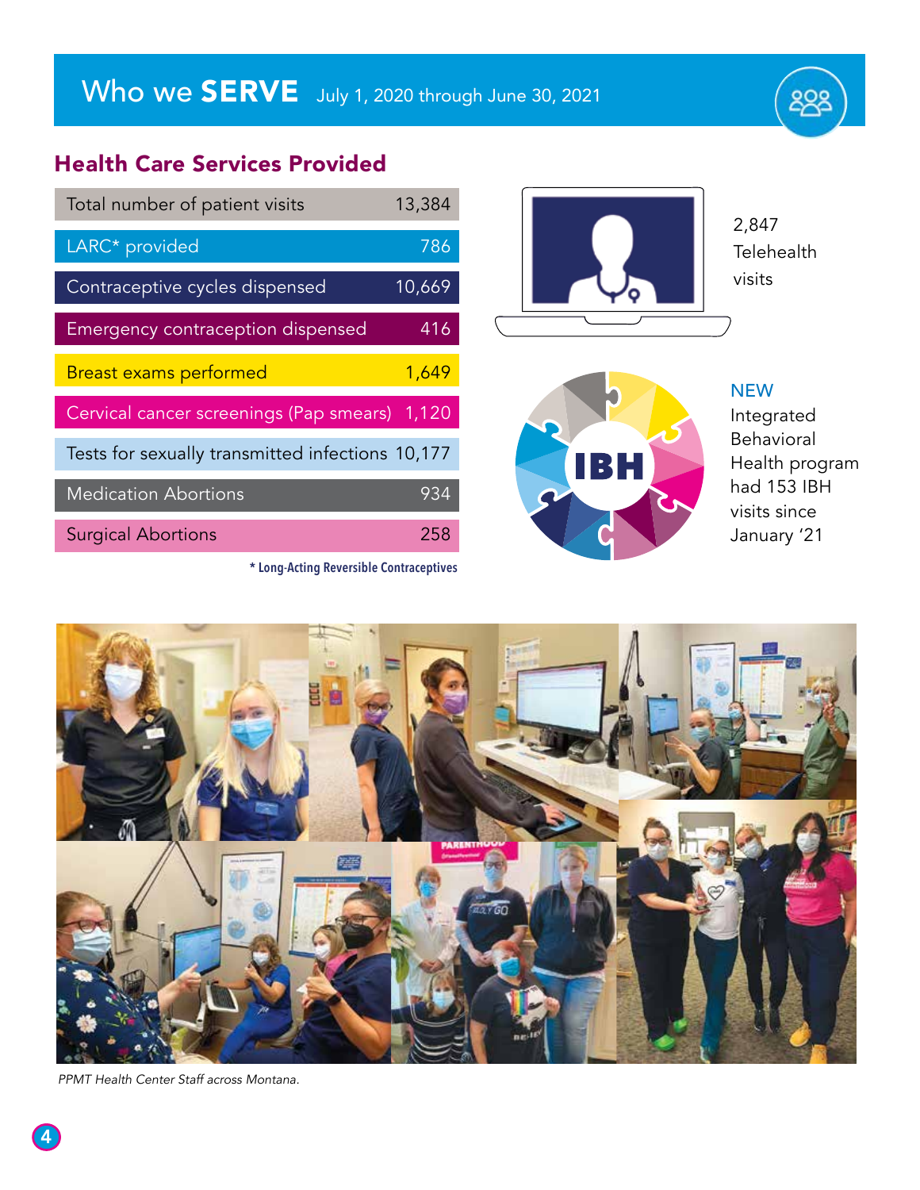# Who we **SERVE** July 1, 2020 through June 30, 2021

## Health Care Services Provided

| Service | Count |
|---|---|
| Total number of patient visits | 13,384 |
| LARC* provided | 786 |
| Contraceptive cycles dispensed | 10,669 |
| Emergency contraception dispensed | 416 |
| Breast exams performed | 1,649 |
| Cervical cancer screenings (Pap smears) | 1,120 |
| Tests for sexually transmitted infections | 10,177 |
| Medication Abortions | 934 |
| Surgical Abortions | 258 |

**\* Long-Acting Reversible Contraceptives**

2,847 Telehealth visits

NEW Integrated Behavioral Health program had 153 IBH visits since January '21

*PPMT Health Center Staff across Montana.*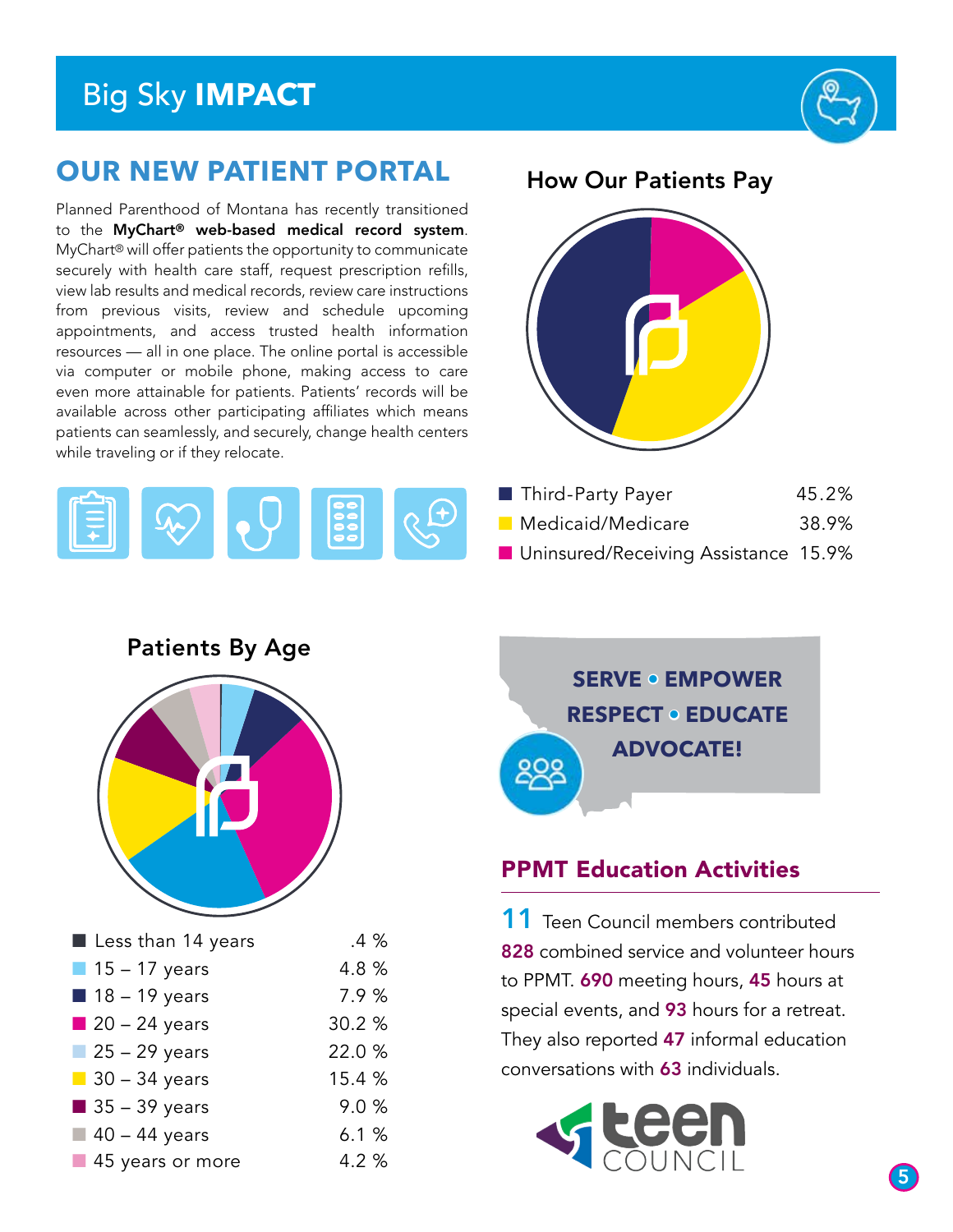# Big Sky **IMPACT**

## OUR NEW PATIENT PORTAL

Planned Parenthood of Montana has recently transitioned to the **MyChart® web-based medical record system**. MyChart® will offer patients the opportunity to communicate securely with health care staff, request prescription refills, view lab results and medical records, review care instructions from previous visits, review and schedule upcoming appointments, and access trusted health information resources — all in one place. The online portal is accessible via computer or mobile phone, making access to care even more attainable for patients. Patients' records will be available across other participating affiliates which means patients can seamlessly, and securely, change health centers while traveling or if they relocate.

### How Our Patients Pay

| Payment Type | Percentage |
| --- | --- |
| Third-Party Payer | 45.2% |
| Medicaid/Medicare | 38.9% |
| Uninsured/Receiving Assistance | 15.9% |

### Patients By Age

| Age | Percentage |
| --- | --- |
| Less than 14 years | .4 % |
| 15 – 17 years | 4.8 % |
| 18 – 19 years | 7.9 % |
| 20 – 24 years | 30.2 % |
| 25 – 29 years | 22.0 % |
| 30 – 34 years | 15.4 % |
| 35 – 39 years | 9.0 % |
| 40 – 44 years | 6.1 % |
| 45 years or more | 4.2 % |

**SERVE • EMPOWER**
**RESPECT • EDUCATE**
**ADVOCATE!**

## PPMT Education Activities

**11** Teen Council members contributed **828** combined service and volunteer hours to PPMT. **690** meeting hours, **45** hours at special events, and **93** hours for a retreat. They also reported **47** informal education conversations with **63** individuals.

teen COUNCIL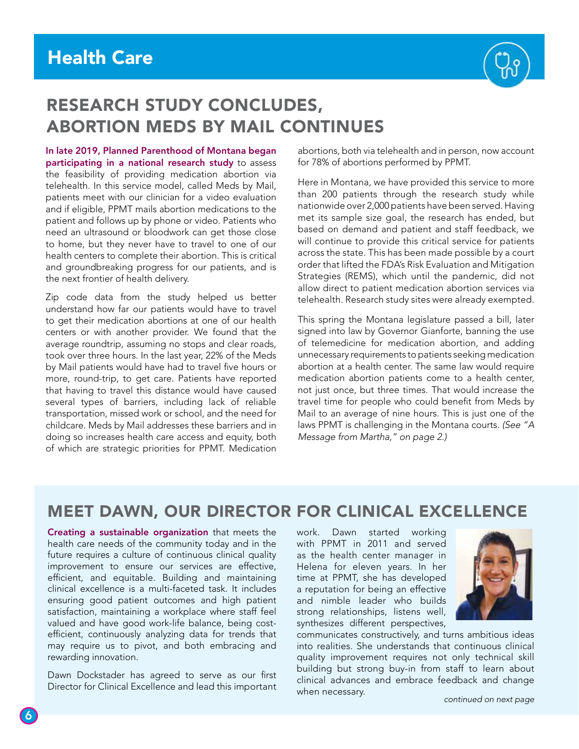# Health Care

## RESEARCH STUDY CONCLUDES, ABORTION MEDS BY MAIL CONTINUES

**In late 2019, Planned Parenthood of Montana began participating in a national research study** to assess the feasibility of providing medication abortion via telehealth. In this service model, called Meds by Mail, patients meet with our clinician for a video evaluation and if eligible, PPMT mails abortion medications to the patient and follows up by phone or video. Patients who need an ultrasound or bloodwork can get those close to home, but they never have to travel to one of our health centers to complete their abortion. This is critical and groundbreaking progress for our patients, and is the next frontier of health delivery.

Zip code data from the study helped us better understand how far our patients would have to travel to get their medication abortions at one of our health centers or with another provider. We found that the average roundtrip, assuming no stops and clear roads, took over three hours. In the last year, 22% of the Meds by Mail patients would have had to travel five hours or more, round-trip, to get care. Patients have reported that having to travel this distance would have caused several types of barriers, including lack of reliable transportation, missed work or school, and the need for childcare. Meds by Mail addresses these barriers and in doing so increases health care access and equity, both of which are strategic priorities for PPMT. Medication abortions, both via telehealth and in person, now account for 78% of abortions performed by PPMT.

Here in Montana, we have provided this service to more than 200 patients through the research study while nationwide over 2,000 patients have been served. Having met its sample size goal, the research has ended, but based on demand and patient and staff feedback, we will continue to provide this critical service for patients across the state. This has been made possible by a court order that lifted the FDA's Risk Evaluation and Mitigation Strategies (REMS), which until the pandemic, did not allow direct to patient medication abortion services via telehealth. Research study sites were already exempted.

This spring the Montana legislature passed a bill, later signed into law by Governor Gianforte, banning the use of telemedicine for medication abortion, and adding unnecessary requirements to patients seeking medication abortion at a health center. The same law would require medication abortion patients come to a health center, not just once, but three times. That would increase the travel time for people who could benefit from Meds by Mail to an average of nine hours. This is just one of the laws PPMT is challenging in the Montana courts. *(See "A Message from Martha," on page 2.)*

## MEET DAWN, OUR DIRECTOR FOR CLINICAL EXCELLENCE

**Creating a sustainable organization** that meets the health care needs of the community today and in the future requires a culture of continuous clinical quality improvement to ensure our services are effective, efficient, and equitable. Building and maintaining clinical excellence is a multi-faceted task. It includes ensuring good patient outcomes and high patient satisfaction, maintaining a workplace where staff feel valued and have good work-life balance, being cost-efficient, continuously analyzing data for trends that may require us to pivot, and both embracing and rewarding innovation.

Dawn Dockstader has agreed to serve as our first Director for Clinical Excellence and lead this important work. Dawn started working with PPMT in 2011 and served as the health center manager in Helena for eleven years. In her time at PPMT, she has developed a reputation for being an effective and nimble leader who builds strong relationships, listens well, synthesizes different perspectives, communicates constructively, and turns ambitious ideas into realities. She understands that continuous clinical quality improvement requires not only technical skill building but strong buy-in from staff to learn about clinical advances and embrace feedback and change when necessary.

*continued on next page*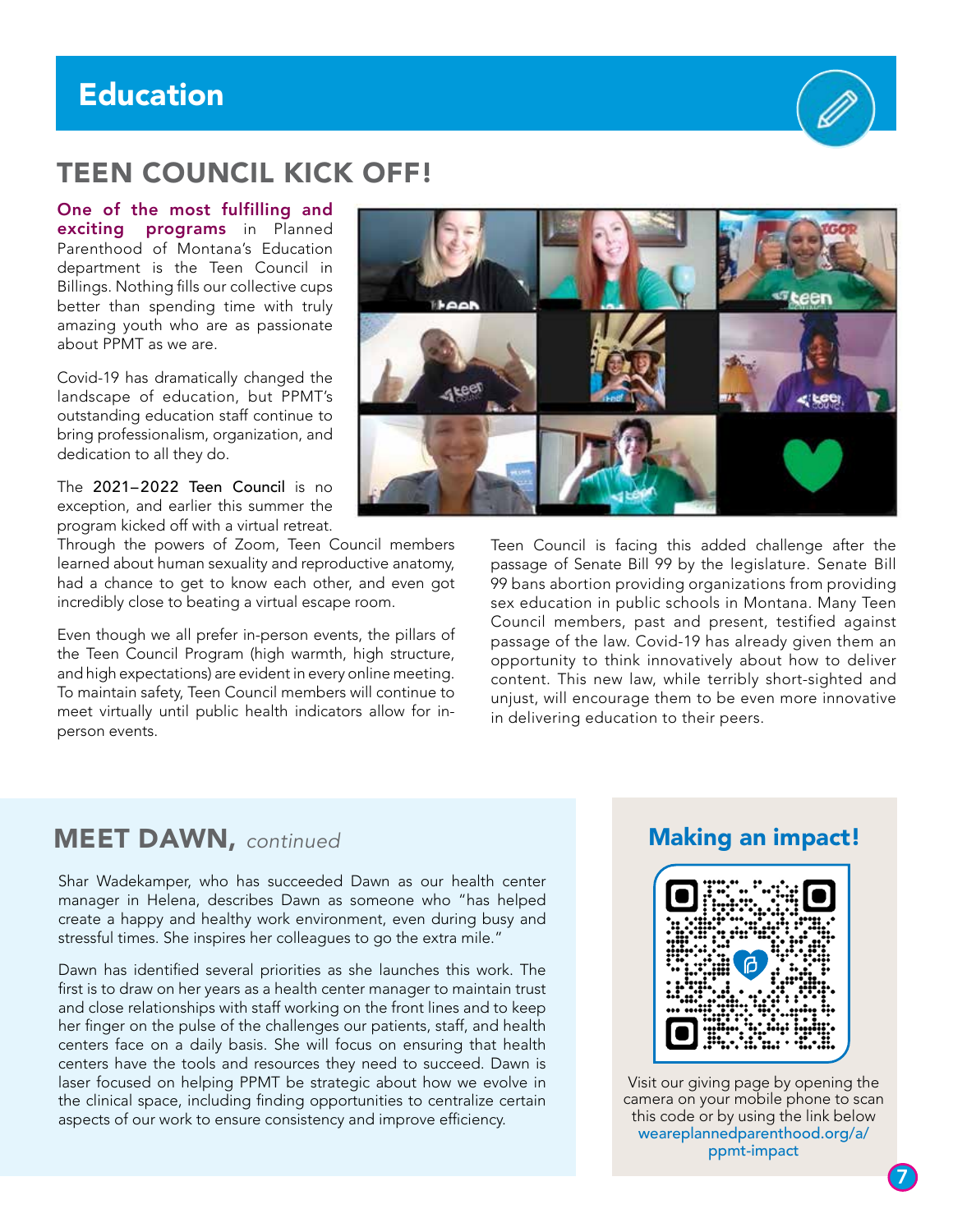# Education

## TEEN COUNCIL KICK OFF!

**One of the most fulfilling and exciting programs** in Planned Parenthood of Montana's Education department is the Teen Council in Billings. Nothing fills our collective cups better than spending time with truly amazing youth who are as passionate about PPMT as we are.

Covid-19 has dramatically changed the landscape of education, but PPMT's outstanding education staff continue to bring professionalism, organization, and dedication to all they do.

The 2021–2022 Teen Council is no exception, and earlier this summer the program kicked off with a virtual retreat. Through the powers of Zoom, Teen Council members learned about human sexuality and reproductive anatomy, had a chance to get to know each other, and even got incredibly close to beating a virtual escape room.

Even though we all prefer in-person events, the pillars of the Teen Council Program (high warmth, high structure, and high expectations) are evident in every online meeting. To maintain safety, Teen Council members will continue to meet virtually until public health indicators allow for in-person events.

Teen Council is facing this added challenge after the passage of Senate Bill 99 by the legislature. Senate Bill 99 bans abortion providing organizations from providing sex education in public schools in Montana. Many Teen Council members, past and present, testified against passage of the law. Covid-19 has already given them an opportunity to think innovatively about how to deliver content. This new law, while terribly short-sighted and unjust, will encourage them to be even more innovative in delivering education to their peers.

## MEET DAWN, *continued*

Shar Wadekamper, who has succeeded Dawn as our health center manager in Helena, describes Dawn as someone who "has helped create a happy and healthy work environment, even during busy and stressful times. She inspires her colleagues to go the extra mile."

Dawn has identified several priorities as she launches this work. The first is to draw on her years as a health center manager to maintain trust and close relationships with staff working on the front lines and to keep her finger on the pulse of the challenges our patients, staff, and health centers face on a daily basis. She will focus on ensuring that health centers have the tools and resources they need to succeed. Dawn is laser focused on helping PPMT be strategic about how we evolve in the clinical space, including finding opportunities to centralize certain aspects of our work to ensure consistency and improve efficiency.

## Making an impact!

Visit our giving page by opening the camera on your mobile phone to scan this code or by using the link below weareplannedparenthood.org/a/ppmt-impact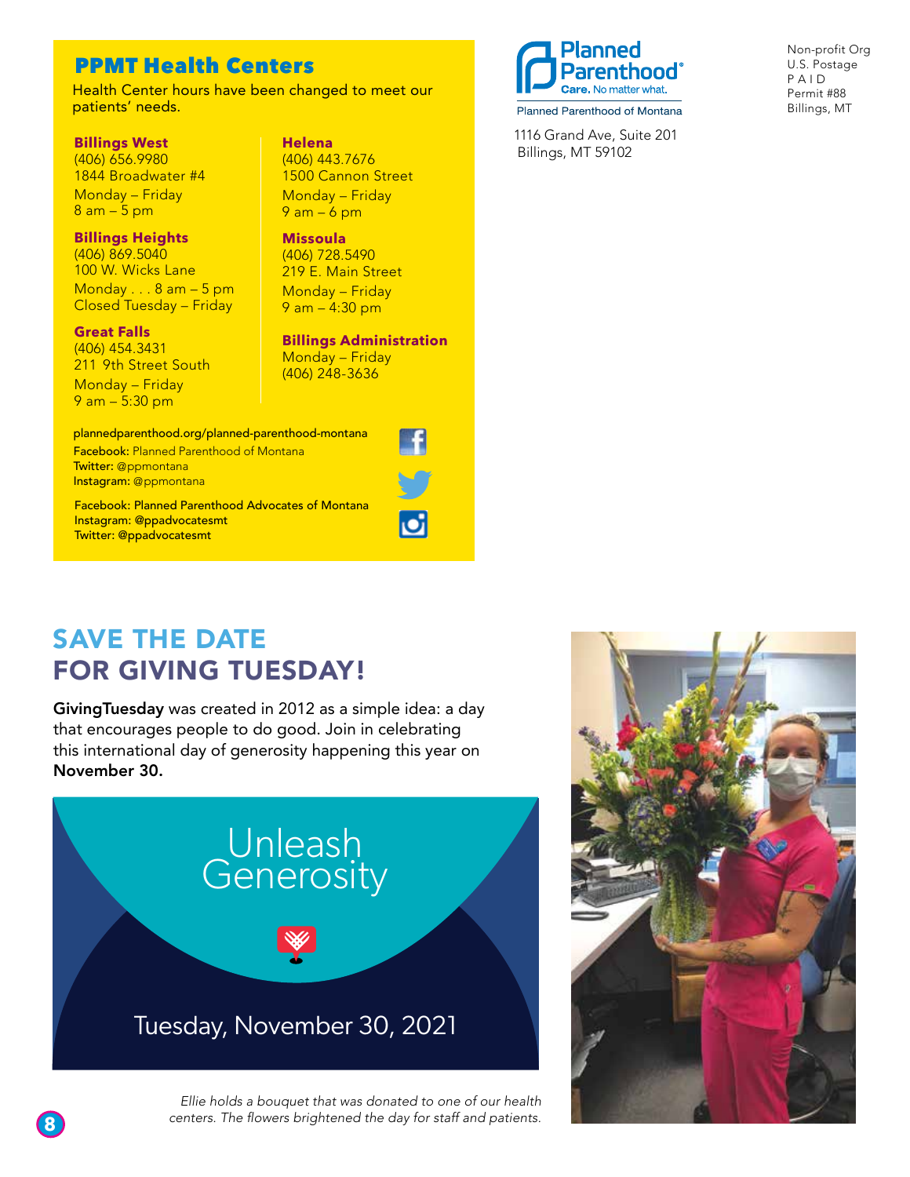## PPMT Health Centers

Health Center hours have been changed to meet our patients' needs.

**Billings West**
(406) 656.9980
1844 Broadwater #4
Monday – Friday
8 am – 5 pm

**Billings Heights**
(406) 869.5040
100 W. Wicks Lane
Monday . . . 8 am – 5 pm
Closed Tuesday – Friday

**Great Falls**
(406) 454.3431
211 9th Street South
Monday – Friday
9 am – 5:30 pm

**Helena**
(406) 443.7676
1500 Cannon Street
Monday – Friday
9 am – 6 pm

**Missoula**
(406) 728.5490
219 E. Main Street
Monday – Friday
9 am – 4:30 pm

**Billings Administration**
Monday – Friday
(406) 248-3636

plannedparenthood.org/planned-parenthood-montana
Facebook: Planned Parenthood of Montana
Twitter: @ppmontana
Instagram: @ppmontana

Facebook: Planned Parenthood Advocates of Montana
Instagram: @ppadvocatesmt
Twitter: @ppadvocatesmt

Planned Parenthood®
Care. No matter what.
Planned Parenthood of Montana

1116 Grand Ave, Suite 201
Billings, MT 59102

Non-profit Org
U.S. Postage
PAID
Permit #88
Billings, MT

## SAVE THE DATE FOR GIVING TUESDAY!

**GivingTuesday** was created in 2012 as a simple idea: a day that encourages people to do good. Join in celebrating this international day of generosity happening this year on **November 30.**

Unleash Generosity

Tuesday, November 30, 2021

*Ellie holds a bouquet that was donated to one of our health centers. The flowers brightened the day for staff and patients.*